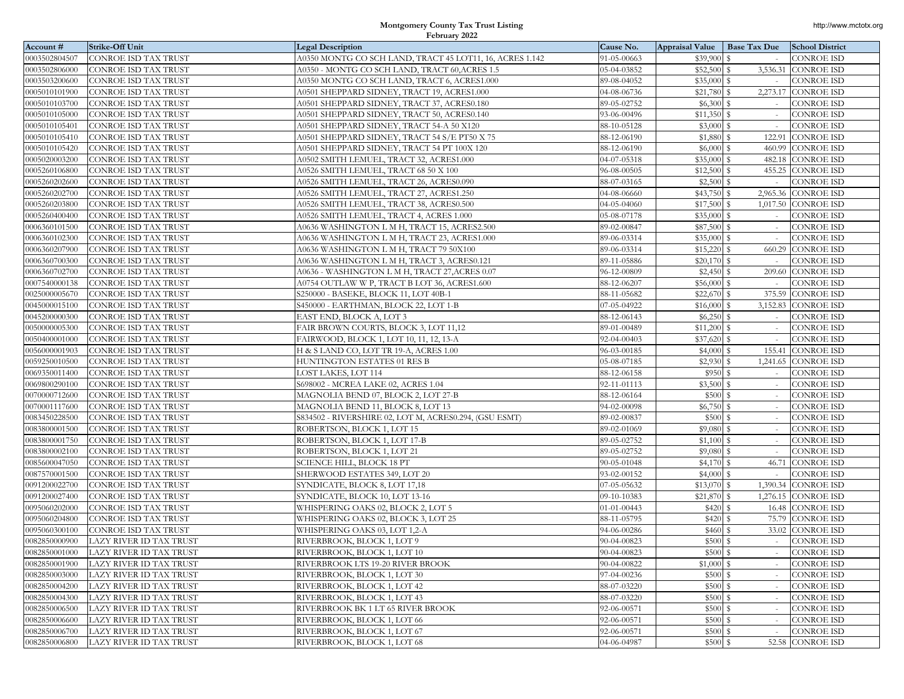# Montgomery County Tax Trust Listing

## February 2022

| Account # | Strike-Off Unit | Legal Description | Cause No. | Appraisal Value | Base Tax Due | School District |
|---|---|---|---|---|---|---|
| 0003502804507 | CONROE ISD TAX TRUST | A0350 MONTG CO SCH LAND, TRACT 45 LOT11, 16, ACRES 1.142 | 91-05-00663 | $39,900 | $ - | CONROE ISD |
| 0003502806000 | CONROE ISD TAX TRUST | A0350 - MONTG CO SCH LAND, TRACT 60,ACRES 1.5 | 05-04-03852 | $52,500 | $ 3,536.31 | CONROE ISD |
| 0003503200600 | CONROE ISD TAX TRUST | A0350 MONTG CO SCH LAND, TRACT 6, ACRES1.000 | 89-08-04052 | $35,000 | $ - | CONROE ISD |
| 0005010101900 | CONROE ISD TAX TRUST | A0501 SHEPPARD SIDNEY, TRACT 19, ACRES1.000 | 04-08-06736 | $21,780 | $ 2,273.17 | CONROE ISD |
| 0005010103700 | CONROE ISD TAX TRUST | A0501 SHEPPARD SIDNEY, TRACT 37, ACRES0.180 | 89-05-02752 | $6,300 | $ - | CONROE ISD |
| 0005010105000 | CONROE ISD TAX TRUST | A0501 SHEPPARD SIDNEY, TRACT 50, ACRES0.140 | 93-06-00496 | $11,350 | $ - | CONROE ISD |
| 0005010105401 | CONROE ISD TAX TRUST | A0501 SHEPPARD SIDNEY, TRACT 54-A 50 X120 | 88-10-05128 | $3,000 | $ - | CONROE ISD |
| 0005010105410 | CONROE ISD TAX TRUST | A0501 SHEPPARD SIDNEY, TRACT 54 S/E PT50 X 75 | 88-12-06190 | $1,880 | $ 122.91 | CONROE ISD |
| 0005010105420 | CONROE ISD TAX TRUST | A0501 SHEPPARD SIDNEY, TRACT 54 PT 100X 120 | 88-12-06190 | $6,000 | $ 460.99 | CONROE ISD |
| 0005020003200 | CONROE ISD TAX TRUST | A0502 SMITH LEMUEL, TRACT 32, ACRES1.000 | 04-07-05318 | $35,000 | $ 482.18 | CONROE ISD |
| 0005260106800 | CONROE ISD TAX TRUST | A0526 SMITH LEMUEL, TRACT 68 50 X 100 | 96-08-00505 | $12,500 | $ 455.25 | CONROE ISD |
| 0005260202600 | CONROE ISD TAX TRUST | A0526 SMITH LEMUEL, TRACT 26, ACRES0.090 | 88-07-03165 | $2,500 | $ - | CONROE ISD |
| 0005260202700 | CONROE ISD TAX TRUST | A0526 SMITH LEMUEL, TRACT 27, ACRES1.250 | 04-08-06660 | $43,750 | $ 2,965.36 | CONROE ISD |
| 0005260203800 | CONROE ISD TAX TRUST | A0526 SMITH LEMUEL, TRACT 38, ACRES0.500 | 04-05-04060 | $17,500 | $ 1,017.50 | CONROE ISD |
| 0005260400400 | CONROE ISD TAX TRUST | A0526 SMITH LEMUEL, TRACT 4, ACRES 1.000 | 05-08-07178 | $35,000 | $ - | CONROE ISD |
| 0006360101500 | CONROE ISD TAX TRUST | A0636 WASHINGTON L M H, TRACT 15, ACRES2.500 | 89-02-00847 | $87,500 | $ - | CONROE ISD |
| 0006360102300 | CONROE ISD TAX TRUST | A0636 WASHINGTON L M H, TRACT 23, ACRES1.000 | 89-06-03314 | $35,000 | $ - | CONROE ISD |
| 0006360207900 | CONROE ISD TAX TRUST | A0636 WASHINGTON L M H, TRACT 79 50X100 | 89-06-03314 | $15,220 | $ 660.29 | CONROE ISD |
| 0006360700300 | CONROE ISD TAX TRUST | A0636 WASHINGTON L M H, TRACT 3, ACRES0.121 | 89-11-05886 | $20,170 | $ - | CONROE ISD |
| 0006360702700 | CONROE ISD TAX TRUST | A0636 - WASHINGTON L M H, TRACT 27,ACRES 0.07 | 96-12-00809 | $2,450 | $ 209.60 | CONROE ISD |
| 0007540000138 | CONROE ISD TAX TRUST | A0754 OUTLAW W P, TRACT B LOT 36, ACRES1.600 | 88-12-06207 | $56,000 | $ - | CONROE ISD |
| 0025000005670 | CONROE ISD TAX TRUST | S250000 - BASEKE, BLOCK 11, LOT 40B-1 | 88-11-05682 | $22,670 | $ 375.59 | CONROE ISD |
| 0045000015100 | CONROE ISD TAX TRUST | S450000 - EARTHMAN, BLOCK 22, LOT 1-B | 07-05-04922 | $16,000 | $ 3,152.83 | CONROE ISD |
| 0045200000300 | CONROE ISD TAX TRUST | EAST END, BLOCK A, LOT 3 | 88-12-06143 | $6,250 | $ - | CONROE ISD |
| 0050000005300 | CONROE ISD TAX TRUST | FAIR BROWN COURTS, BLOCK 3, LOT 11,12 | 89-01-00489 | $11,200 | $ - | CONROE ISD |
| 0050400001000 | CONROE ISD TAX TRUST | FAIRWOOD, BLOCK 1, LOT 10, 11, 12, 13-A | 92-04-00403 | $37,620 | $ - | CONROE ISD |
| 0056000001903 | CONROE ISD TAX TRUST | H & S LAND CO, LOT TR 19-A, ACRES 1.00 | 96-03-00185 | $4,000 | $ 155.41 | CONROE ISD |
| 0059250010500 | CONROE ISD TAX TRUST | HUNTINGTON ESTATES 01 RES B | 05-08-07185 | $2,930 | $ 1,241.65 | CONROE ISD |
| 0069350011400 | CONROE ISD TAX TRUST | LOST LAKES, LOT 114 | 88-12-06158 | $950 | $ - | CONROE ISD |
| 0069800290100 | CONROE ISD TAX TRUST | S698002 - MCREA LAKE 02, ACRES 1.04 | 92-11-01113 | $3,500 | $ - | CONROE ISD |
| 0070000712600 | CONROE ISD TAX TRUST | MAGNOLIA BEND 07, BLOCK 2, LOT 27-B | 88-12-06164 | $500 | $ - | CONROE ISD |
| 0070001117600 | CONROE ISD TAX TRUST | MAGNOLIA BEND 11, BLOCK 8, LOT 13 | 94-02-00098 | $6,750 | $ - | CONROE ISD |
| 0083450228500 | CONROE ISD TAX TRUST | S834502 - RIVERSHIRE 02, LOT M, ACRES0.294, (GSU ESMT) | 89-02-00837 | $500 | $ - | CONROE ISD |
| 0083800001500 | CONROE ISD TAX TRUST | ROBERTSON, BLOCK 1, LOT 15 | 89-02-01069 | $9,080 | $ - | CONROE ISD |
| 0083800001750 | CONROE ISD TAX TRUST | ROBERTSON, BLOCK 1, LOT 17-B | 89-05-02752 | $1,100 | $ - | CONROE ISD |
| 0083800002100 | CONROE ISD TAX TRUST | ROBERTSON, BLOCK 1, LOT 21 | 89-05-02752 | $9,080 | $ - | CONROE ISD |
| 0085600047050 | CONROE ISD TAX TRUST | SCIENCE HILL, BLOCK 18 PT | 90-05-01048 | $4,170 | $ 46.71 | CONROE ISD |
| 0087570001500 | CONROE ISD TAX TRUST | SHERWOOD ESTATES 349, LOT 20 | 93-02-00152 | $4,000 | $ - | CONROE ISD |
| 0091200022700 | CONROE ISD TAX TRUST | SYNDICATE, BLOCK 8, LOT 17,18 | 07-05-05632 | $13,070 | $ 1,390.34 | CONROE ISD |
| 0091200027400 | CONROE ISD TAX TRUST | SYNDICATE, BLOCK 10, LOT 13-16 | 09-10-10383 | $21,870 | $ 1,276.15 | CONROE ISD |
| 0095060202000 | CONROE ISD TAX TRUST | WHISPERING OAKS 02, BLOCK 2, LOT 5 | 01-01-00443 | $420 | $ 16.48 | CONROE ISD |
| 0095060204800 | CONROE ISD TAX TRUST | WHISPERING OAKS 02, BLOCK 3, LOT 25 | 88-11-05795 | $420 | $ 75.79 | CONROE ISD |
| 0095060300100 | CONROE ISD TAX TRUST | WHISPERING OAKS 03, LOT 1,2-A | 94-06-00286 | $460 | $ 33.02 | CONROE ISD |
| 0082850000900 | LAZY RIVER ID TAX TRUST | RIVERBROOK, BLOCK 1, LOT 9 | 90-04-00823 | $500 | $ - | CONROE ISD |
| 0082850001000 | LAZY RIVER ID TAX TRUST | RIVERBROOK, BLOCK 1, LOT 10 | 90-04-00823 | $500 | $ - | CONROE ISD |
| 0082850001900 | LAZY RIVER ID TAX TRUST | RIVERBROOK LTS 19-20 RIVER BROOK | 90-04-00822 | $1,000 | $ - | CONROE ISD |
| 0082850003000 | LAZY RIVER ID TAX TRUST | RIVERBROOK, BLOCK 1, LOT 30 | 97-04-00236 | $500 | $ - | CONROE ISD |
| 0082850004200 | LAZY RIVER ID TAX TRUST | RIVERBROOK, BLOCK 1, LOT 42 | 88-07-03220 | $500 | $ - | CONROE ISD |
| 0082850004300 | LAZY RIVER ID TAX TRUST | RIVERBROOK, BLOCK 1, LOT 43 | 88-07-03220 | $500 | $ - | CONROE ISD |
| 0082850006500 | LAZY RIVER ID TAX TRUST | RIVERBROOK BK 1 LT 65 RIVER BROOK | 92-06-00571 | $500 | $ - | CONROE ISD |
| 0082850006600 | LAZY RIVER ID TAX TRUST | RIVERBROOK, BLOCK 1, LOT 66 | 92-06-00571 | $500 | $ - | CONROE ISD |
| 0082850006700 | LAZY RIVER ID TAX TRUST | RIVERBROOK, BLOCK 1, LOT 67 | 92-06-00571 | $500 | $ - | CONROE ISD |
| 0082850006800 | LAZY RIVER ID TAX TRUST | RIVERBROOK, BLOCK 1, LOT 68 | 04-06-04987 | $500 | $ 52.58 | CONROE ISD |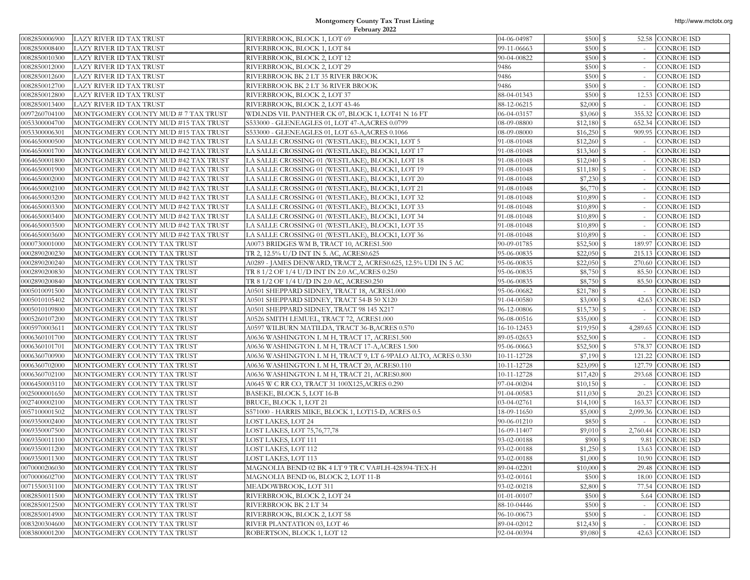# Montgomery County Tax Trust Listing
## February 2022

| | | | | | | |
|---|---|---|---|---|---|---|
| 0082850006900 | LAZY RIVER ID TAX TRUST | RIVERBROOK, BLOCK 1, LOT 69 | 04-06-04987 | $500 | $ 52.58 | CONROE ISD |
| 0082850008400 | LAZY RIVER ID TAX TRUST | RIVERBROOK, BLOCK 1, LOT 84 | 99-11-06663 | $500 | $ - | CONROE ISD |
| 0082850010300 | LAZY RIVER ID TAX TRUST | RIVERBROOK, BLOCK 2, LOT 12 | 90-04-00822 | $500 | $ - | CONROE ISD |
| 0082850012000 | LAZY RIVER ID TAX TRUST | RIVERBROOK, BLOCK 2, LOT 29 | 9486 | $500 | $ - | CONROE ISD |
| 0082850012600 | LAZY RIVER ID TAX TRUST | RIVERBROOK BK 2 LT 35 RIVER BROOK | 9486 | $500 | $ - | CONROE ISD |
| 0082850012700 | LAZY RIVER ID TAX TRUST | RIVERBROOK BK 2 LT 36 RIVER BROOK | 9486 | $500 | $ - | CONROE ISD |
| 0082850012800 | LAZY RIVER ID TAX TRUST | RIVERBROOK, BLOCK 2, LOT 37 | 88-04-01343 | $500 | $ 12.53 | CONROE ISD |
| 0082850013400 | LAZY RIVER ID TAX TRUST | RIVERBROOK, BLOCK 2, LOT 43-46 | 88-12-06215 | $2,000 | $ - | CONROE ISD |
| 0097260704100 | MONTGOMERY COUNTY MUD # 7 TAX TRUST | WDLNDS VIL PANTHER CK 07, BLOCK 1, LOT41 N 16 FT | 06-04-03157 | $3,060 | $ 355.32 | CONROE ISD |
| 0053300004700 | MONTGOMERY COUNTY MUD #15 TAX TRUST | S533000 - GLENEAGLES 01, LOT 47-A,ACRES 0.0799 | 08-09-08800 | $12,180 | $ 652.34 | CONROE ISD |
| 0053300006301 | MONTGOMERY COUNTY MUD #15 TAX TRUST | S533000 - GLENEAGLES 01, LOT 63-A,ACRES 0.1066 | 08-09-08000 | $16,250 | $ 909.95 | CONROE ISD |
| 0064650000500 | MONTGOMERY COUNTY MUD #42 TAX TRUST | LA SALLE CROSSING 01 (WESTLAKE), BLOCK1, LOT 5 | 91-08-01048 | $12,260 | $ - | CONROE ISD |
| 0064650001700 | MONTGOMERY COUNTY MUD #42 TAX TRUST | LA SALLE CROSSING 01 (WESTLAKE), BLOCK1, LOT 17 | 91-08-01048 | $13,360 | $ - | CONROE ISD |
| 0064650001800 | MONTGOMERY COUNTY MUD #42 TAX TRUST | LA SALLE CROSSING 01 (WESTLAKE), BLOCK1, LOT 18 | 91-08-01048 | $12,040 | $ - | CONROE ISD |
| 0064650001900 | MONTGOMERY COUNTY MUD #42 TAX TRUST | LA SALLE CROSSING 01 (WESTLAKE), BLOCK1, LOT 19 | 91-08-01048 | $11,180 | $ - | CONROE ISD |
| 0064650002000 | MONTGOMERY COUNTY MUD #42 TAX TRUST | LA SALLE CROSSING 01 (WESTLAKE), BLOCK1, LOT 20 | 91-08-01048 | $7,230 | $ - | CONROE ISD |
| 0064650002100 | MONTGOMERY COUNTY MUD #42 TAX TRUST | LA SALLE CROSSING 01 (WESTLAKE), BLOCK1, LOT 21 | 91-08-01048 | $6,770 | $ - | CONROE ISD |
| 0064650003200 | MONTGOMERY COUNTY MUD #42 TAX TRUST | LA SALLE CROSSING 01 (WESTLAKE), BLOCK1, LOT 32 | 91-08-01048 | $10,890 | $ - | CONROE ISD |
| 0064650003300 | MONTGOMERY COUNTY MUD #42 TAX TRUST | LA SALLE CROSSING 01 (WESTLAKE), BLOCK1, LOT 33 | 91-08-01048 | $10,890 | $ - | CONROE ISD |
| 0064650003400 | MONTGOMERY COUNTY MUD #42 TAX TRUST | LA SALLE CROSSING 01 (WESTLAKE), BLOCK1, LOT 34 | 91-08-01048 | $10,890 | $ - | CONROE ISD |
| 0064650003500 | MONTGOMERY COUNTY MUD #42 TAX TRUST | LA SALLE CROSSING 01 (WESTLAKE), BLOCK1, LOT 35 | 91-08-01048 | $10,890 | $ - | CONROE ISD |
| 0064650003600 | MONTGOMERY COUNTY MUD #42 TAX TRUST | LA SALLE CROSSING 01 (WESTLAKE), BLOCK1, LOT 36 | 91-08-01048 | $10,890 | $ - | CONROE ISD |
| 0000730001000 | MONTGOMERY COUNTY TAX TRUST | A0073 BRIDGES WM B, TRACT 10, ACRES1.500 | 90-09-01785 | $52,500 | $ 189.97 | CONROE ISD |
| 0002890200230 | MONTGOMERY COUNTY TAX TRUST | TR 2, 12.5% U/D INT IN 5. AC, ACRES0.625 | 95-06-00835 | $22,050 | $ 215.13 | CONROE ISD |
| 0002890200240 | MONTGOMERY COUNTY TAX TRUST | A0289 - JAMES DENWARD, TRACT 2, ACRES0.625, 12.5% UDI IN 5 AC | 95-06-00835 | $22,050 | $ 270.60 | CONROE ISD |
| 0002890200830 | MONTGOMERY COUNTY TAX TRUST | TR 8 1/2 OF 1/4 U/D INT IN 2.0 AC,ACRES 0.250 | 95-06-00835 | $8,750 | $ 85.50 | CONROE ISD |
| 0002890200840 | MONTGOMERY COUNTY TAX TRUST | TR 8 1/2 OF 1/4 U/D IN 2.0 AC, ACRES0.250 | 95-06-00835 | $8,750 | $ 85.50 | CONROE ISD |
| 0005010091500 | MONTGOMERY COUNTY TAX TRUST | A0501 SHEPPARD SIDNEY, TRACT 18, ACRES1.000 | 95-06-00682 | $21,780 | $ - | CONROE ISD |
| 0005010105402 | MONTGOMERY COUNTY TAX TRUST | A0501 SHEPPARD SIDNEY, TRACT 54-B 50 X120 | 91-04-00580 | $3,000 | $ 42.63 | CONROE ISD |
| 0005010109800 | MONTGOMERY COUNTY TAX TRUST | A0501 SHEPPARD SIDNEY, TRACT 98 145 X217 | 96-12-00806 | $15,730 | $ - | CONROE ISD |
| 0005260107200 | MONTGOMERY COUNTY TAX TRUST | A0526 SMITH LEMUEL, TRACT 72, ACRES1.000 | 96-08-00516 | $35,000 | $ - | CONROE ISD |
| 0005970003611 | MONTGOMERY COUNTY TAX TRUST | A0597 WILBURN MATILDA, TRACT 36-B,ACRES 0.570 | 16-10-12453 | $19,950 | $ 4,289.65 | CONROE ISD |
| 0006360101700 | MONTGOMERY COUNTY TAX TRUST | A0636 WASHINGTON L M H, TRACT 17, ACRES1.500 | 89-05-02653 | $52,500 | $ - | CONROE ISD |
| 0006360101701 | MONTGOMERY COUNTY TAX TRUST | A0636 WASHINGTON L M H, TRACT 17-A,ACRES 1.500 | 95-06-00663 | $52,500 | $ 578.37 | CONROE ISD |
| 0006360700900 | MONTGOMERY COUNTY TAX TRUST | A0636 WASHINGTON L M H, TRACT 9, LT 6-9PALO ALTO, ACRES 0.330 | 10-11-12728 | $7,190 | $ 121.22 | CONROE ISD |
| 0006360702000 | MONTGOMERY COUNTY TAX TRUST | A0636 WASHINGTON L M H, TRACT 20, ACRES0.110 | 10-11-12728 | $23,090 | $ 127.79 | CONROE ISD |
| 0006360702100 | MONTGOMERY COUNTY TAX TRUST | A0636 WASHINGTON L M H, TRACT 21, ACRES0.800 | 10-11-12728 | $17,420 | $ 293.68 | CONROE ISD |
| 0006450003110 | MONTGOMERY COUNTY TAX TRUST | A0645 W C RR CO, TRACT 31 100X125,ACRES 0.290 | 97-04-00204 | $10,150 | $ - | CONROE ISD |
| 0025000001650 | MONTGOMERY COUNTY TAX TRUST | BASEKE, BLOCK 5, LOT 16-B | 91-04-00583 | $11,030 | $ 20.23 | CONROE ISD |
| 0027400002100 | MONTGOMERY COUNTY TAX TRUST | BRUCE, BLOCK 1, LOT 21 | 03-04-02761 | $14,100 | $ 163.37 | CONROE ISD |
| 0057100001502 | MONTGOMERY COUNTY TAX TRUST | S571000 - HARRIS MIKE, BLOCK 1, LOT15-D, ACRES 0.5 | 18-09-11650 | $5,000 | $ 2,099.36 | CONROE ISD |
| 0069350002400 | MONTGOMERY COUNTY TAX TRUST | LOST LAKES, LOT 24 | 90-06-01210 | $850 | $ - | CONROE ISD |
| 0069350007500 | MONTGOMERY COUNTY TAX TRUST | LOST LAKES, LOT 75,76,77,78 | 16-09-11407 | $9,010 | $ 2,760.44 | CONROE ISD |
| 0069350011100 | MONTGOMERY COUNTY TAX TRUST | LOST LAKES, LOT 111 | 93-02-00188 | $900 | $ 9.81 | CONROE ISD |
| 0069350011200 | MONTGOMERY COUNTY TAX TRUST | LOST LAKES, LOT 112 | 93-02-00188 | $1,250 | $ 13.63 | CONROE ISD |
| 0069350011300 | MONTGOMERY COUNTY TAX TRUST | LOST LAKES, LOT 113 | 93-02-00188 | $1,000 | $ 10.90 | CONROE ISD |
| 0070000206030 | MONTGOMERY COUNTY TAX TRUST | MAGNOLIA BEND 02 BK 4 LT 9 TR C VA#LH-428394-TEX-H | 89-04-02201 | $10,000 | $ 29.48 | CONROE ISD |
| 0070000602700 | MONTGOMERY COUNTY TAX TRUST | MAGNOLIA BEND 06, BLOCK 2, LOT 11-B | 93-02-00161 | $500 | $ 18.00 | CONROE ISD |
| 0071550031100 | MONTGOMERY COUNTY TAX TRUST | MEADOWBROOK, LOT 311 | 93-02-00218 | $2,800 | $ 77.54 | CONROE ISD |
| 0082850011500 | MONTGOMERY COUNTY TAX TRUST | RIVERBROOK, BLOCK 2, LOT 24 | 01-01-00107 | $500 | $ 5.64 | CONROE ISD |
| 0082850012500 | MONTGOMERY COUNTY TAX TRUST | RIVERBROOK BK 2 LT 34 | 88-10-04446 | $500 | $ - | CONROE ISD |
| 0082850014900 | MONTGOMERY COUNTY TAX TRUST | RIVERBROOK, BLOCK 2, LOT 58 | 96-10-00673 | $500 | $ - | CONROE ISD |
| 0083200304600 | MONTGOMERY COUNTY TAX TRUST | RIVER PLANTATION 03, LOT 46 | 89-04-02012 | $12,430 | $ - | CONROE ISD |
| 0083800001200 | MONTGOMERY COUNTY TAX TRUST | ROBERTSON, BLOCK 1, LOT 12 | 92-04-00394 | $9,080 | $ 42.63 | CONROE ISD |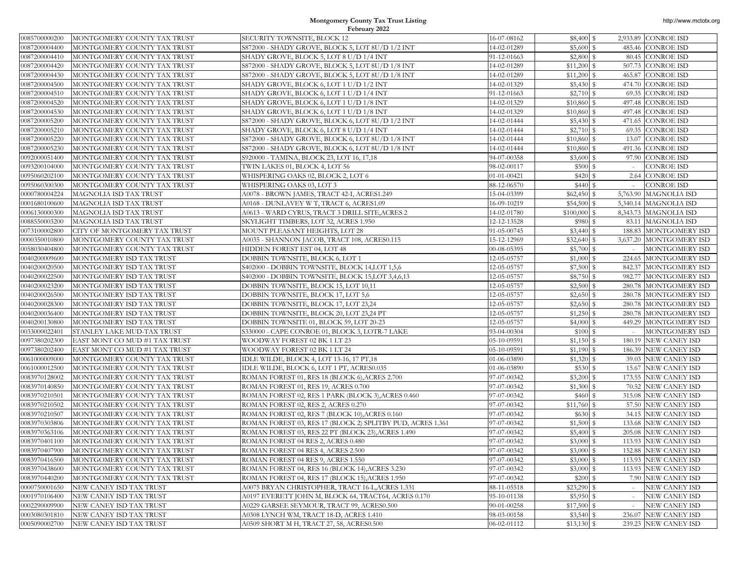# Montgomery County Tax Trust Listing

February 2022

| | | | | | | |
|---|---|---|---|---|---|---|
| 0085700000200 | MONTGOMERY COUNTY TAX TRUST | SECURITY TOWNSITE, BLOCK 12 | 16-07-08162 | $8,400 | $ 2,933.89 | CONROE ISD |
| 0087200004400 | MONTGOMERY COUNTY TAX TRUST | S872000 - SHADY GROVE, BLOCK 5, LOT 8U/D 1/2 INT | 14-02-01289 | $5,600 | $ 485.46 | CONROE ISD |
| 0087200004410 | MONTGOMERY COUNTY TAX TRUST | SHADY GROVE, BLOCK 5, LOT 8 U/D 1/4 INT | 91-12-01663 | $2,800 | $ 80.45 | CONROE ISD |
| 0087200004420 | MONTGOMERY COUNTY TAX TRUST | S872000 - SHADY GROVE, BLOCK 5, LOT 8U/D 1/8 INT | 14-02-01289 | $11,200 | $ 507.73 | CONROE ISD |
| 0087200004430 | MONTGOMERY COUNTY TAX TRUST | S872000 - SHADY GROVE, BLOCK 5, LOT 8U/D 1/8 INT | 14-02-01289 | $11,200 | $ 465.87 | CONROE ISD |
| 0087200004500 | MONTGOMERY COUNTY TAX TRUST | SHADY GROVE, BLOCK 6, LOT 1 U/D 1/2 INT | 14-02-01329 | $5,430 | $ 474.70 | CONROE ISD |
| 0087200004510 | MONTGOMERY COUNTY TAX TRUST | SHADY GROVE, BLOCK 6, LOT 1 U/D 1/4 INT | 91-12-01663 | $2,710 | $ 69.35 | CONROE ISD |
| 0087200004520 | MONTGOMERY COUNTY TAX TRUST | SHADY GROVE, BLOCK 6, LOT 1 U/D 1/8 INT | 14-02-01329 | $10,860 | $ 497.48 | CONROE ISD |
| 0087200004530 | MONTGOMERY COUNTY TAX TRUST | SHADY GROVE, BLOCK 6, LOT 1 U/D 1/8 INT | 14-02-01329 | $10,860 | $ 497.48 | CONROE ISD |
| 0087200005200 | MONTGOMERY COUNTY TAX TRUST | S872000 - SHADY GROVE, BLOCK 6, LOT 8U/D 1/2 INT | 14-02-01444 | $5,430 | $ 471.65 | CONROE ISD |
| 0087200005210 | MONTGOMERY COUNTY TAX TRUST | SHADY GROVE, BLOCK 6, LOT 8 U/D 1/4 INT | 14-02-01444 | $2,710 | $ 69.35 | CONROE ISD |
| 0087200005220 | MONTGOMERY COUNTY TAX TRUST | S872000 - SHADY GROVE, BLOCK 6, LOT 8U/D 1/8 INT | 14-02-01444 | $10,860 | $ 13.07 | CONROE ISD |
| 0087200005230 | MONTGOMERY COUNTY TAX TRUST | S872000 - SHADY GROVE, BLOCK 6, LOT 8U/D 1/8 INT | 14-02-01444 | $10,860 | $ 491.36 | CONROE ISD |
| 0092000051400 | MONTGOMERY COUNTY TAX TRUST | S920000 - TAMINA, BLOCK 23, LOT 16, 17,18 | 94-07-00358 | $3,600 | $ 97.90 | CONROE ISD |
| 0093200104000 | MONTGOMERY COUNTY TAX TRUST | TWIN LAKES 01, BLOCK 4, LOT 56 | 98-02-00117 | $500 | $ - | CONROE ISD |
| 0095060202100 | MONTGOMERY COUNTY TAX TRUST | WHISPERING OAKS 02, BLOCK 2, LOT 6 | 01-01-00421 | $420 | $ 2.64 | CONROE ISD |
| 0095060300300 | MONTGOMERY COUNTY TAX TRUST | WHISPERING OAKS 03, LOT 3 | 88-12-06570 | $440 | $ - | CONROE ISD |
| 0000780004224 | MAGNOLIA ISD TAX TRUST | A0078 - BROWN JAMES, TRACT 42-I, ACRES1.249 | 15-04-03399 | $62,450 | $ 5,763.90 | MAGNOLIA ISD |
| 0001680100600 | MAGNOLIA ISD TAX TRUST | A0168 - DUNLAVEY W T, TRACT 6, ACRES1.09 | 16-09-10219 | $54,500 | $ 5,340.14 | MAGNOLIA ISD |
| 0006130000300 | MAGNOLIA ISD TAX TRUST | A0613 - WARD CYRUS, TRACT 3 DRILL SITE,ACRES 2 | 14-02-01780 | $100,000 | $ 8,343.73 | MAGNOLIA ISD |
| 0088550003200 | MAGNOLIA ISD TAX TRUST | SKYLIGHT TIMBERS, LOT 32, ACRES 1.950 | 12-12-13528 | $980 | $ 83.11 | MAGNOLIA ISD |
| 0073100002800 | CITY OF MONTGOMERY TAX TRUST | MOUNT PLEASANT HEIGHTS, LOT 28 | 91-05-00745 | $3,440 | $ 188.83 | MONTGOMERY ISD |
| 0000350010800 | MONTGOMERY COUNTY TAX TRUST | A0035 - SHANNON JACOB, TRACT 108, ACRES0.115 | 15-12-12969 | $32,640 | $ 3,637.20 | MONTGOMERY ISD |
| 0058030404800 | MONTGOMERY COUNTY TAX TRUST | HIDDEN FOREST EST 04, LOT 48 | 00-08-05395 | $5,700 | $ - | MONTGOMERY ISD |
| 0040200009600 | MONTGOMERY ISD TAX TRUST | DOBBIN TOWNSITE, BLOCK 6, LOT 1 | 12-05-05757 | $1,000 | $ 224.65 | MONTGOMERY ISD |
| 0040200020500 | MONTGOMERY ISD TAX TRUST | S402000 - DOBBIN TOWNSITE, BLOCK 14,LOT 1,5,6 | 12-05-05757 | $7,500 | $ 842.37 | MONTGOMERY ISD |
| 0040200022500 | MONTGOMERY ISD TAX TRUST | S402000 - DOBBIN TOWNSITE, BLOCK 15,LOT 3,4,6,13 | 12-05-05757 | $8,750 | $ 982.77 | MONTGOMERY ISD |
| 0040200023200 | MONTGOMERY ISD TAX TRUST | DOBBIN TOWNSITE, BLOCK 15, LOT 10,11 | 12-05-05757 | $2,500 | $ 280.78 | MONTGOMERY ISD |
| 0040200026500 | MONTGOMERY ISD TAX TRUST | DOBBIN TOWNSITE, BLOCK 17, LOT 5,6 | 12-05-05757 | $2,650 | $ 280.78 | MONTGOMERY ISD |
| 0040200028300 | MONTGOMERY ISD TAX TRUST | DOBBIN TOWNSITE, BLOCK 17, LOT 23,24 | 12-05-05757 | $2,650 | $ 280.78 | MONTGOMERY ISD |
| 0040200036400 | MONTGOMERY ISD TAX TRUST | DOBBIN TOWNSITE, BLOCK 20, LOT 23,24 PT | 12-05-05757 | $1,250 | $ 280.78 | MONTGOMERY ISD |
| 0040200130800 | MONTGOMERY ISD TAX TRUST | DOBBIN TOWNSITE 01, BLOCK 59, LOT 20-23 | 12-05-05757 | $4,000 | $ 449.29 | MONTGOMERY ISD |
| 0033000022401 | STANLEY LAKE MUD-TAX TRUST | S330000 - CAPE CONROE 01, BLOCK 3, LOTR-7 LAKE | 93-04-00304 | $100 | $ - | MONTGOMERY ISD |
| 0097380202300 | EAST MONT CO MUD #1 TAX TRUST | WOODWAY FOREST 02 BK 1 LT 23 | 05-10-09591 | $1,150 | $ 180.19 | NEW CANEY ISD |
| 0097380202400 | EAST MONT CO MUD #1 TAX TRUST | WOODWAY FOREST 02 BK 1 LT 24 | 05-10-09591 | $1,190 | $ 186.39 | NEW CANEY ISD |
| 0061000009000 | MONTGOMERY COUNTY TAX TRUST | IDLE WILDE, BLOCK 4, LOT 13-16, 17 PT,18 | 01-06-03890 | $1,320 | $ 39.03 | NEW CANEY ISD |
| 0061000012500 | MONTGOMERY COUNTY TAX TRUST | IDLE WILDE, BLOCK 6, LOT 1 PT, ACRES0.035 | 01-06-03890 | $530 | $ 15.67 | NEW CANEY ISD |
| 0083970128002 | MONTGOMERY COUNTY TAX TRUST | ROMAN FOREST 01, RES 18 (BLOCK 6),ACRES 2.700 | 97-07-00342 | $3,200 | $ 173.55 | NEW CANEY ISD |
| 0083970140850 | MONTGOMERY COUNTY TAX TRUST | ROMAN FOREST 01, RES 19, ACRES 0.700 | 97-07-00342 | $1,300 | $ 70.52 | NEW CANEY ISD |
| 0083970210501 | MONTGOMERY COUNTY TAX TRUST | ROMAN FOREST 02, RES 1 PARK (BLOCK 3),ACRES 0.460 | 97-07-00342 | $460 | $ 315.08 | NEW CANEY ISD |
| 0083970210502 | MONTGOMERY COUNTY TAX TRUST | ROMAN FOREST 02, RES 2, ACRES 0.270 | 97-07-00342 | $11,760 | $ 57.50 | NEW CANEY ISD |
| 0083970210507 | MONTGOMERY COUNTY TAX TRUST | ROMAN FOREST 02, RES 7 (BLOCK 10),ACRES 0.160 | 97-07-00342 | $630 | $ 34.15 | NEW CANEY ISD |
| 0083970303806 | MONTGOMERY COUNTY TAX TRUST | ROMAN FOREST 03, RES 17 (BLOCK 2) SPLITBY PUD, ACRES 1.361 | 97-07-00342 | $1,500 | $ 133.68 | NEW CANEY ISD |
| 0083970363106 | MONTGOMERY COUNTY TAX TRUST | ROMAN FOREST 03, RES 22 PT (BLOCK 23),ACRES 1.490 | 97-07-00342 | $5,400 | $ 205.08 | NEW CANEY ISD |
| 0083970401100 | MONTGOMERY COUNTY TAX TRUST | ROMAN FOREST 04 RES 2, ACRES 0.480 | 97-07-00342 | $3,000 | $ 113.93 | NEW CANEY ISD |
| 0083970407900 | MONTGOMERY COUNTY TAX TRUST | ROMAN FOREST 04 RES 4, ACRES 2.500 | 97-07-00342 | $3,000 | $ 152.88 | NEW CANEY ISD |
| 0083970416500 | MONTGOMERY COUNTY TAX TRUST | ROMAN FOREST 04 RES 9, ACRES 1.550 | 97-07-00342 | $3,000 | $ 113.93 | NEW CANEY ISD |
| 0083970438600 | MONTGOMERY COUNTY TAX TRUST | ROMAN FOREST 04, RES 16 (BLOCK 14),ACRES 3.230 | 97-07-00342 | $3,000 | $ 113.93 | NEW CANEY ISD |
| 0083970440200 | MONTGOMERY COUNTY TAX TRUST | ROMAN FOREST 04, RES 17 (BLOCK 15),ACRES 1.950 | 97-07-00342 | $200 | $ 7.90 | NEW CANEY ISD |
| 0000750001650 | NEW CANEY ISD TAX TRUST | A0075 BRYAN CHRISTOPHER, TRACT 16-L,ACRES 1.331 | 88-11-05518 | $23,290 | $ - | NEW CANEY ISD |
| 0001970106400 | NEW CANEY ISD TAX TRUST | A0197 EVERETT JOHN M, BLOCK 64, TRACT64, ACRES 0.170 | 95-10-01138 | $5,950 | $ - | NEW CANEY ISD |
| 0002290009900 | NEW CANEY ISD TAX TRUST | A0229 GARSEE SEYMOUR, TRACT 99, ACRES0.500 | 90-01-00258 | $17,500 | $ - | NEW CANEY ISD |
| 0003080301810 | NEW CANEY ISD TAX TRUST | A0308 LYNCH WM, TRACT 18-D, ACRES 1.410 | 98-03-00158 | $3,540 | $ 236.07 | NEW CANEY ISD |
| 0005090002700 | NEW CANEY ISD TAX TRUST | A0509 SHORT M H, TRACT 27, 58, ACRES0.500 | 06-02-01112 | $13,130 | $ 239.23 | NEW CANEY ISD |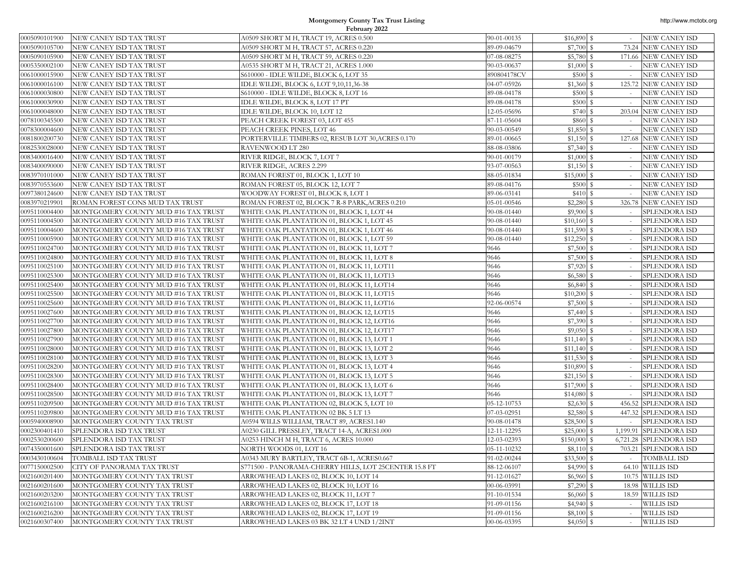| | | | | | | |
|---|---|---|---|---|---|---|
| 0005090101900 | NEW CANEY ISD TAX TRUST | A0509 SHORT M H, TRACT 19, ACRES 0.500 | 90-01-00135 | $16,890 | $ - | NEW CANEY ISD |
| 0005090105700 | NEW CANEY ISD TAX TRUST | A0509 SHORT M H, TRACT 57, ACRES 0.220 | 89-09-04679 | $7,700 | $ 73.24 | NEW CANEY ISD |
| 0005090105900 | NEW CANEY ISD TAX TRUST | A0509 SHORT M H, TRACT 59, ACRES 0.220 | 07-08-08275 | $5,780 | $ 171.66 | NEW CANEY ISD |
| 0005350002100 | NEW CANEY ISD TAX TRUST | A0535 SHORT M H, TRACT 21, ACRES 1.000 | 90-03-00637 | $1,000 | $ - | NEW CANEY ISD |
| 0061000015900 | NEW CANEY ISD TAX TRUST | S610000 - IDLE WILDE, BLOCK 6, LOT 35 | 890804178CV | $500 | $ - | NEW CANEY ISD |
| 0061000016100 | NEW CANEY ISD TAX TRUST | IDLE WILDE, BLOCK 6, LOT 9,10,11,36-38 | 04-07-05926 | $1,360 | $ 125.72 | NEW CANEY ISD |
| 0061000030800 | NEW CANEY ISD TAX TRUST | S610000 - IDLE WILDE, BLOCK 8, LOT 16 | 89-08-04178 | $500 | $ - | NEW CANEY ISD |
| 0061000030900 | NEW CANEY ISD TAX TRUST | IDLE WILDE, BLOCK 8, LOT 17 PT | 89-08-04178 | $500 | $ - | NEW CANEY ISD |
| 0061000048000 | NEW CANEY ISD TAX TRUST | IDLE WILDE, BLOCK 10, LOT 12 | 12-05-05696 | $740 | $ 203.04 | NEW CANEY ISD |
| 0078100345500 | NEW CANEY ISD TAX TRUST | PEACH CREEK FOREST 03, LOT 455 | 87-11-05604 | $860 | $ - | NEW CANEY ISD |
| 0078300004600 | NEW CANEY ISD TAX TRUST | PEACH CREEK PINES, LOT 46 | 90-03-00549 | $1,850 | $ - | NEW CANEY ISD |
| 0081800200730 | NEW CANEY ISD TAX TRUST | PORTERVILLE TIMBERS 02, RESUB LOT 30,ACRES 0.170 | 89-01-00665 | $1,150 | $ 127.68 | NEW CANEY ISD |
| 0082530028000 | NEW CANEY ISD TAX TRUST | RAVENWOOD LT 280 | 88-08-03806 | $7,340 | $ - | NEW CANEY ISD |
| 0083400016400 | NEW CANEY ISD TAX TRUST | RIVER RIDGE, BLOCK 7, LOT 7 | 90-01-00179 | $1,000 | $ - | NEW CANEY ISD |
| 0083400090000 | NEW CANEY ISD TAX TRUST | RIVER RIDGE, ACRES 2.299 | 93-07-00563 | $1,150 | $ - | NEW CANEY ISD |
| 0083970101000 | NEW CANEY ISD TAX TRUST | ROMAN FOREST 01, BLOCK 1, LOT 10 | 88-05-01834 | $15,000 | $ - | NEW CANEY ISD |
| 0083970553600 | NEW CANEY ISD TAX TRUST | ROMAN FOREST 05, BLOCK 12, LOT 7 | 89-08-04176 | $500 | $ - | NEW CANEY ISD |
| 0097380124600 | NEW CANEY ISD TAX TRUST | WOODWAY FOREST 01, BLOCK 8, LOT 1 | 89-06-03141 | $410 | $ - | NEW CANEY ISD |
| 0083970219901 | ROMAN FOREST CONS MUD TAX TRUST | ROMAN FOREST 02, BLOCK 7 R-8 PARK,ACRES 0.210 | 05-01-00546 | $2,280 | $ 326.78 | NEW CANEY ISD |
| 0095110004400 | MONTGOMERY COUNTY MUD #16 TAX TRUST | WHITE OAK PLANTATION 01, BLOCK 1, LOT 44 | 90-08-01440 | $9,900 | $ - | SPLENDORA ISD |
| 0095110004500 | MONTGOMERY COUNTY MUD #16 TAX TRUST | WHITE OAK PLANTATION 01, BLOCK 1, LOT 45 | 90-08-01440 | $10,160 | $ - | SPLENDORA ISD |
| 0095110004600 | MONTGOMERY COUNTY MUD #16 TAX TRUST | WHITE OAK PLANTATION 01, BLOCK 1, LOT 46 | 90-08-01440 | $11,590 | $ - | SPLENDORA ISD |
| 0095110005900 | MONTGOMERY COUNTY MUD #16 TAX TRUST | WHITE OAK PLANTATION 01, BLOCK 1, LOT 59 | 90-08-01440 | $12,250 | $ - | SPLENDORA ISD |
| 0095110024700 | MONTGOMERY COUNTY MUD #16 TAX TRUST | WHITE OAK PLANTATION 01, BLOCK 11, LOT 7 | 9646 | $7,500 | $ - | SPLENDORA ISD |
| 0095110024800 | MONTGOMERY COUNTY MUD #16 TAX TRUST | WHITE OAK PLANTATION 01, BLOCK 11, LOT 8 | 9646 | $7,500 | $ - | SPLENDORA ISD |
| 0095110025100 | MONTGOMERY COUNTY MUD #16 TAX TRUST | WHITE OAK PLANTATION 01, BLOCK 11, LOT11 | 9646 | $7,920 | $ - | SPLENDORA ISD |
| 0095110025300 | MONTGOMERY COUNTY MUD #16 TAX TRUST | WHITE OAK PLANTATION 01, BLOCK 11, LOT13 | 9646 | $6,580 | $ - | SPLENDORA ISD |
| 0095110025400 | MONTGOMERY COUNTY MUD #16 TAX TRUST | WHITE OAK PLANTATION 01, BLOCK 11, LOT14 | 9646 | $6,840 | $ - | SPLENDORA ISD |
| 0095110025500 | MONTGOMERY COUNTY MUD #16 TAX TRUST | WHITE OAK PLANTATION 01, BLOCK 11, LOT15 | 9646 | $10,200 | $ - | SPLENDORA ISD |
| 0095110025600 | MONTGOMERY COUNTY MUD #16 TAX TRUST | WHITE OAK PLANTATION 01, BLOCK 11, LOT16 | 92-06-00574 | $7,500 | $ - | SPLENDORA ISD |
| 0095110027600 | MONTGOMERY COUNTY MUD #16 TAX TRUST | WHITE OAK PLANTATION 01, BLOCK 12, LOT15 | 9646 | $7,440 | $ - | SPLENDORA ISD |
| 0095110027700 | MONTGOMERY COUNTY MUD #16 TAX TRUST | WHITE OAK PLANTATION 01, BLOCK 12, LOT16 | 9646 | $7,390 | $ - | SPLENDORA ISD |
| 0095110027800 | MONTGOMERY COUNTY MUD #16 TAX TRUST | WHITE OAK PLANTATION 01, BLOCK 12, LOT17 | 9646 | $9,050 | $ - | SPLENDORA ISD |
| 0095110027900 | MONTGOMERY COUNTY MUD #16 TAX TRUST | WHITE OAK PLANTATION 01, BLOCK 13, LOT 1 | 9646 | $11,140 | $ - | SPLENDORA ISD |
| 0095110028000 | MONTGOMERY COUNTY MUD #16 TAX TRUST | WHITE OAK PLANTATION 01, BLOCK 13, LOT 2 | 9646 | $11,140 | $ - | SPLENDORA ISD |
| 0095110028100 | MONTGOMERY COUNTY MUD #16 TAX TRUST | WHITE OAK PLANTATION 01, BLOCK 13, LOT 3 | 9646 | $11,530 | $ - | SPLENDORA ISD |
| 0095110028200 | MONTGOMERY COUNTY MUD #16 TAX TRUST | WHITE OAK PLANTATION 01, BLOCK 13, LOT 4 | 9646 | $10,890 | $ - | SPLENDORA ISD |
| 0095110028300 | MONTGOMERY COUNTY MUD #16 TAX TRUST | WHITE OAK PLANTATION 01, BLOCK 13, LOT 5 | 9646 | $21,150 | $ - | SPLENDORA ISD |
| 0095110028400 | MONTGOMERY COUNTY MUD #16 TAX TRUST | WHITE OAK PLANTATION 01, BLOCK 13, LOT 6 | 9646 | $17,900 | $ - | SPLENDORA ISD |
| 0095110028500 | MONTGOMERY COUNTY MUD #16 TAX TRUST | WHITE OAK PLANTATION 01, BLOCK 13, LOT 7 | 9646 | $14,080 | $ - | SPLENDORA ISD |
| 0095110209500 | MONTGOMERY COUNTY MUD #16 TAX TRUST | WHITE OAK PLANTATION 02, BLOCK 5, LOT 10 | 05-12-10753 | $2,630 | $ 456.52 | SPLENDORA ISD |
| 0095110209800 | MONTGOMERY COUNTY MUD #16 TAX TRUST | WHITE OAK PLANTATION 02 BK 5 LT 13 | 07-03-02951 | $2,580 | $ 447.32 | SPLENDORA ISD |
| 0005940008900 | MONTGOMERY COUNTY TAX TRUST | A0594 WILLS WILLIAM, TRACT 89, ACRES1.140 | 90-08-01478 | $28,500 | $ - | SPLENDORA ISD |
| 0002300401410 | SPLENDORA ISD TAX TRUST | A0230 GILL PRESSLEY, TRACT 14-A, ACRES1.000 | 12-11-12295 | $25,000 | $ 1,199.91 | SPLENDORA ISD |
| 0002530200600 | SPLENDORA ISD TAX TRUST | A0253 HINCH M H, TRACT 6, ACRES 10.000 | 12-03-02393 | $150,000 | $ 6,721.28 | SPLENDORA ISD |
| 0074350001600 | SPLENDORA ISD TAX TRUST | NORTH WOODS 01, LOT 16 | 05-11-10232 | $8,110 | $ 703.21 | SPLENDORA ISD |
| 0003430100604 | TOMBALL ISD TAX TRUST | A0343 MURY BARTLEY, TRACT 6B-1, ACRES0.667 | 91-02-00244 | $33,500 | $ - | TOMBALL ISD |
| 0077150002500 | CITY OF PANORAMA TAX TRUST | S771500 - PANORAMA-CHERRY HILLS, LOT 25CENTER 15.8 FT | 88-12-06107 | $4,990 | $ 64.10 | WILLIS ISD |
| 0021600201400 | MONTGOMERY COUNTY TAX TRUST | ARROWHEAD LAKES 02, BLOCK 10, LOT 14 | 91-12-01627 | $6,960 | $ 10.75 | WILLIS ISD |
| 0021600201600 | MONTGOMERY COUNTY TAX TRUST | ARROWHEAD LAKES 02, BLOCK 10, LOT 16 | 00-06-03991 | $7,290 | $ 18.98 | WILLIS ISD |
| 0021600203200 | MONTGOMERY COUNTY TAX TRUST | ARROWHEAD LAKES 02, BLOCK 11, LOT 7 | 91-10-01534 | $6,060 | $ 18.59 | WILLIS ISD |
| 0021600216100 | MONTGOMERY COUNTY TAX TRUST | ARROWHEAD LAKES 02, BLOCK 17, LOT 18 | 91-09-01156 | $4,940 | $ - | WILLIS ISD |
| 0021600216200 | MONTGOMERY COUNTY TAX TRUST | ARROWHEAD LAKES 02, BLOCK 17, LOT 19 | 91-09-01156 | $8,100 | $ - | WILLIS ISD |
| 0021600307400 | MONTGOMERY COUNTY TAX TRUST | ARROWHEAD LAKES 03 BK 32 LT 4 UND 1/2INT | 00-06-03395 | $4,050 | $ - | WILLIS ISD |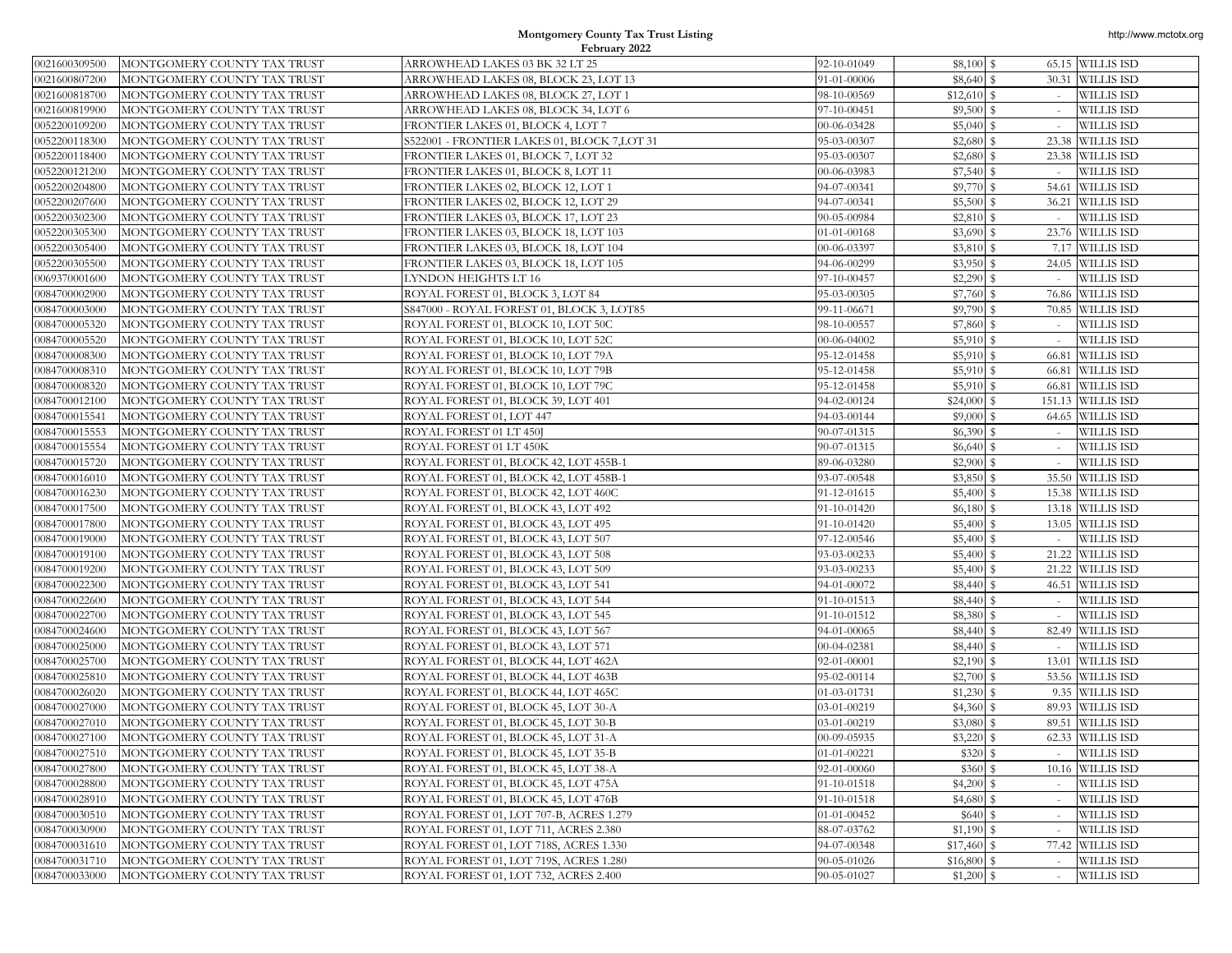**Montgomery County Tax Trust Listing**
**February 2022**

| | | | | | | |
|---|---|---|---|---|---|---|
| 0021600309500 | MONTGOMERY COUNTY TAX TRUST | ARROWHEAD LAKES 03 BK 32 LT 25 | 92-10-01049 | $8,100 | $ 65.15 | WILLIS ISD |
| 0021600807200 | MONTGOMERY COUNTY TAX TRUST | ARROWHEAD LAKES 08, BLOCK 23, LOT 13 | 91-01-00006 | $8,640 | $ 30.31 | WILLIS ISD |
| 0021600818700 | MONTGOMERY COUNTY TAX TRUST | ARROWHEAD LAKES 08, BLOCK 27, LOT 1 | 98-10-00569 | $12,610 | $ - | WILLIS ISD |
| 0021600819900 | MONTGOMERY COUNTY TAX TRUST | ARROWHEAD LAKES 08, BLOCK 34, LOT 6 | 97-10-00451 | $9,500 | $ - | WILLIS ISD |
| 0052200109200 | MONTGOMERY COUNTY TAX TRUST | FRONTIER LAKES 01, BLOCK 4, LOT 7 | 00-06-03428 | $5,040 | $ - | WILLIS ISD |
| 0052200118300 | MONTGOMERY COUNTY TAX TRUST | S522001 - FRONTIER LAKES 01, BLOCK 7,LOT 31 | 95-03-00307 | $2,680 | $ 23.38 | WILLIS ISD |
| 0052200118400 | MONTGOMERY COUNTY TAX TRUST | FRONTIER LAKES 01, BLOCK 7, LOT 32 | 95-03-00307 | $2,680 | $ 23.38 | WILLIS ISD |
| 0052200121200 | MONTGOMERY COUNTY TAX TRUST | FRONTIER LAKES 01, BLOCK 8, LOT 11 | 00-06-03983 | $7,540 | $ - | WILLIS ISD |
| 0052200204800 | MONTGOMERY COUNTY TAX TRUST | FRONTIER LAKES 02, BLOCK 12, LOT 1 | 94-07-00341 | $9,770 | $ 54.61 | WILLIS ISD |
| 0052200207600 | MONTGOMERY COUNTY TAX TRUST | FRONTIER LAKES 02, BLOCK 12, LOT 29 | 94-07-00341 | $5,500 | $ 36.21 | WILLIS ISD |
| 0052200302300 | MONTGOMERY COUNTY TAX TRUST | FRONTIER LAKES 03, BLOCK 17, LOT 23 | 90-05-00984 | $2,810 | $ - | WILLIS ISD |
| 0052200305300 | MONTGOMERY COUNTY TAX TRUST | FRONTIER LAKES 03, BLOCK 18, LOT 103 | 01-01-00168 | $3,690 | $ 23.76 | WILLIS ISD |
| 0052200305400 | MONTGOMERY COUNTY TAX TRUST | FRONTIER LAKES 03, BLOCK 18, LOT 104 | 00-06-03397 | $3,810 | $ 7.17 | WILLIS ISD |
| 0052200305500 | MONTGOMERY COUNTY TAX TRUST | FRONTIER LAKES 03, BLOCK 18, LOT 105 | 94-06-00299 | $3,950 | $ 24.05 | WILLIS ISD |
| 0069370001600 | MONTGOMERY COUNTY TAX TRUST | LYNDON HEIGHTS LT 16 | 97-10-00457 | $2,290 | $ - | WILLIS ISD |
| 0084700002900 | MONTGOMERY COUNTY TAX TRUST | ROYAL FOREST 01, BLOCK 3, LOT 84 | 95-03-00305 | $7,760 | $ 76.86 | WILLIS ISD |
| 0084700003000 | MONTGOMERY COUNTY TAX TRUST | S847000 - ROYAL FOREST 01, BLOCK 3, LOT85 | 99-11-06671 | $9,790 | $ 70.85 | WILLIS ISD |
| 0084700005320 | MONTGOMERY COUNTY TAX TRUST | ROYAL FOREST 01, BLOCK 10, LOT 50C | 98-10-00557 | $7,860 | $ - | WILLIS ISD |
| 0084700005520 | MONTGOMERY COUNTY TAX TRUST | ROYAL FOREST 01, BLOCK 10, LOT 52C | 00-06-04002 | $5,910 | $ - | WILLIS ISD |
| 0084700008300 | MONTGOMERY COUNTY TAX TRUST | ROYAL FOREST 01, BLOCK 10, LOT 79A | 95-12-01458 | $5,910 | $ 66.81 | WILLIS ISD |
| 0084700008310 | MONTGOMERY COUNTY TAX TRUST | ROYAL FOREST 01, BLOCK 10, LOT 79B | 95-12-01458 | $5,910 | $ 66.81 | WILLIS ISD |
| 0084700008320 | MONTGOMERY COUNTY TAX TRUST | ROYAL FOREST 01, BLOCK 10, LOT 79C | 95-12-01458 | $5,910 | $ 66.81 | WILLIS ISD |
| 0084700012100 | MONTGOMERY COUNTY TAX TRUST | ROYAL FOREST 01, BLOCK 39, LOT 401 | 94-02-00124 | $24,000 | $ 151.13 | WILLIS ISD |
| 0084700015541 | MONTGOMERY COUNTY TAX TRUST | ROYAL FOREST 01, LOT 447 | 94-03-00144 | $9,000 | $ 64.65 | WILLIS ISD |
| 0084700015553 | MONTGOMERY COUNTY TAX TRUST | ROYAL FOREST 01 LT 450J | 90-07-01315 | $6,390 | $ - | WILLIS ISD |
| 0084700015554 | MONTGOMERY COUNTY TAX TRUST | ROYAL FOREST 01 LT 450K | 90-07-01315 | $6,640 | $ - | WILLIS ISD |
| 0084700015720 | MONTGOMERY COUNTY TAX TRUST | ROYAL FOREST 01, BLOCK 42, LOT 455B-1 | 89-06-03280 | $2,900 | $ - | WILLIS ISD |
| 0084700016010 | MONTGOMERY COUNTY TAX TRUST | ROYAL FOREST 01, BLOCK 42, LOT 458B-1 | 93-07-00548 | $3,850 | $ 35.50 | WILLIS ISD |
| 0084700016230 | MONTGOMERY COUNTY TAX TRUST | ROYAL FOREST 01, BLOCK 42, LOT 460C | 91-12-01615 | $5,400 | $ 15.38 | WILLIS ISD |
| 0084700017500 | MONTGOMERY COUNTY TAX TRUST | ROYAL FOREST 01, BLOCK 43, LOT 492 | 91-10-01420 | $6,180 | $ 13.18 | WILLIS ISD |
| 0084700017800 | MONTGOMERY COUNTY TAX TRUST | ROYAL FOREST 01, BLOCK 43, LOT 495 | 91-10-01420 | $5,400 | $ 13.05 | WILLIS ISD |
| 0084700019000 | MONTGOMERY COUNTY TAX TRUST | ROYAL FOREST 01, BLOCK 43, LOT 507 | 97-12-00546 | $5,400 | $ - | WILLIS ISD |
| 0084700019100 | MONTGOMERY COUNTY TAX TRUST | ROYAL FOREST 01, BLOCK 43, LOT 508 | 93-03-00233 | $5,400 | $ 21.22 | WILLIS ISD |
| 0084700019200 | MONTGOMERY COUNTY TAX TRUST | ROYAL FOREST 01, BLOCK 43, LOT 509 | 93-03-00233 | $5,400 | $ 21.22 | WILLIS ISD |
| 0084700022300 | MONTGOMERY COUNTY TAX TRUST | ROYAL FOREST 01, BLOCK 43, LOT 541 | 94-01-00072 | $8,440 | $ 46.51 | WILLIS ISD |
| 0084700022600 | MONTGOMERY COUNTY TAX TRUST | ROYAL FOREST 01, BLOCK 43, LOT 544 | 91-10-01513 | $8,440 | $ - | WILLIS ISD |
| 0084700022700 | MONTGOMERY COUNTY TAX TRUST | ROYAL FOREST 01, BLOCK 43, LOT 545 | 91-10-01512 | $8,380 | $ - | WILLIS ISD |
| 0084700024600 | MONTGOMERY COUNTY TAX TRUST | ROYAL FOREST 01, BLOCK 43, LOT 567 | 94-01-00065 | $8,440 | $ 82.49 | WILLIS ISD |
| 0084700025000 | MONTGOMERY COUNTY TAX TRUST | ROYAL FOREST 01, BLOCK 43, LOT 571 | 00-04-02381 | $8,440 | $ - | WILLIS ISD |
| 0084700025700 | MONTGOMERY COUNTY TAX TRUST | ROYAL FOREST 01, BLOCK 44, LOT 462A | 92-01-00001 | $2,190 | $ 13.01 | WILLIS ISD |
| 0084700025810 | MONTGOMERY COUNTY TAX TRUST | ROYAL FOREST 01, BLOCK 44, LOT 463B | 95-02-00114 | $2,700 | $ 53.56 | WILLIS ISD |
| 0084700026020 | MONTGOMERY COUNTY TAX TRUST | ROYAL FOREST 01, BLOCK 44, LOT 465C | 01-03-01731 | $1,230 | $ 9.35 | WILLIS ISD |
| 0084700027000 | MONTGOMERY COUNTY TAX TRUST | ROYAL FOREST 01, BLOCK 45, LOT 30-A | 03-01-00219 | $4,360 | $ 89.93 | WILLIS ISD |
| 0084700027010 | MONTGOMERY COUNTY TAX TRUST | ROYAL FOREST 01, BLOCK 45, LOT 30-B | 03-01-00219 | $3,080 | $ 89.51 | WILLIS ISD |
| 0084700027100 | MONTGOMERY COUNTY TAX TRUST | ROYAL FOREST 01, BLOCK 45, LOT 31-A | 00-09-05935 | $3,220 | $ 62.33 | WILLIS ISD |
| 0084700027510 | MONTGOMERY COUNTY TAX TRUST | ROYAL FOREST 01, BLOCK 45, LOT 35-B | 01-01-00221 | $320 | $ - | WILLIS ISD |
| 0084700027800 | MONTGOMERY COUNTY TAX TRUST | ROYAL FOREST 01, BLOCK 45, LOT 38-A | 92-01-00060 | $360 | $ 10.16 | WILLIS ISD |
| 0084700028800 | MONTGOMERY COUNTY TAX TRUST | ROYAL FOREST 01, BLOCK 45, LOT 475A | 91-10-01518 | $4,200 | $ - | WILLIS ISD |
| 0084700028910 | MONTGOMERY COUNTY TAX TRUST | ROYAL FOREST 01, BLOCK 45, LOT 476B | 91-10-01518 | $4,680 | $ - | WILLIS ISD |
| 0084700030510 | MONTGOMERY COUNTY TAX TRUST | ROYAL FOREST 01, LOT 707-B, ACRES 1.279 | 01-01-00452 | $640 | $ - | WILLIS ISD |
| 0084700030900 | MONTGOMERY COUNTY TAX TRUST | ROYAL FOREST 01, LOT 711, ACRES 2.380 | 88-07-03762 | $1,190 | $ - | WILLIS ISD |
| 0084700031610 | MONTGOMERY COUNTY TAX TRUST | ROYAL FOREST 01, LOT 718S, ACRES 1.330 | 94-07-00348 | $17,460 | $ 77.42 | WILLIS ISD |
| 0084700031710 | MONTGOMERY COUNTY TAX TRUST | ROYAL FOREST 01, LOT 719S, ACRES 1.280 | 90-05-01026 | $16,800 | $ - | WILLIS ISD |
| 0084700033000 | MONTGOMERY COUNTY TAX TRUST | ROYAL FOREST 01, LOT 732, ACRES 2.400 | 90-05-01027 | $1,200 | $ - | WILLIS ISD |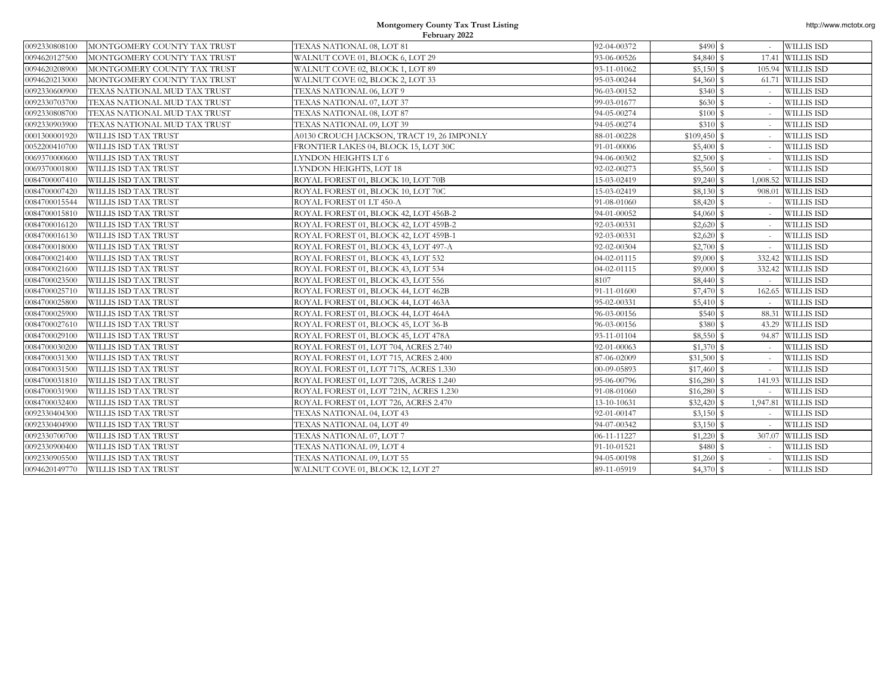| | | | | | | |
|---|---|---|---|---|---|---|
| 0092330808100 | MONTGOMERY COUNTY TAX TRUST | TEXAS NATIONAL 08, LOT 81 | 92-04-00372 | $490 | $ - | WILLIS ISD |
| 0094620127500 | MONTGOMERY COUNTY TAX TRUST | WALNUT COVE 01, BLOCK 6, LOT 29 | 93-06-00526 | $4,840 | $ 17.41 | WILLIS ISD |
| 0094620208900 | MONTGOMERY COUNTY TAX TRUST | WALNUT COVE 02, BLOCK 1, LOT 89 | 93-11-01062 | $5,150 | $ 105.94 | WILLIS ISD |
| 0094620213000 | MONTGOMERY COUNTY TAX TRUST | WALNUT COVE 02, BLOCK 2, LOT 33 | 95-03-00244 | $4,360 | $ 61.71 | WILLIS ISD |
| 0092330600900 | TEXAS NATIONAL MUD TAX TRUST | TEXAS NATIONAL 06, LOT 9 | 96-03-00152 | $340 | $ - | WILLIS ISD |
| 0092330703700 | TEXAS NATIONAL MUD TAX TRUST | TEXAS NATIONAL 07, LOT 37 | 99-03-01677 | $630 | $ - | WILLIS ISD |
| 0092330808700 | TEXAS NATIONAL MUD TAX TRUST | TEXAS NATIONAL 08, LOT 87 | 94-05-00274 | $100 | $ - | WILLIS ISD |
| 0092330903900 | TEXAS NATIONAL MUD TAX TRUST | TEXAS NATIONAL 09, LOT 39 | 94-05-00274 | $310 | $ - | WILLIS ISD |
| 0001300001920 | WILLIS ISD TAX TRUST | A0130 CROUCH JACKSON, TRACT 19, 26 IMPONLY | 88-01-00228 | $109,450 | $ - | WILLIS ISD |
| 0052200410700 | WILLIS ISD TAX TRUST | FRONTIER LAKES 04, BLOCK 15, LOT 30C | 91-01-00006 | $5,400 | $ - | WILLIS ISD |
| 0069370000600 | WILLIS ISD TAX TRUST | LYNDON HEIGHTS LT 6 | 94-06-00302 | $2,500 | $ - | WILLIS ISD |
| 0069370001800 | WILLIS ISD TAX TRUST | LYNDON HEIGHTS, LOT 18 | 92-02-00273 | $5,560 | $ - | WILLIS ISD |
| 0084700007410 | WILLIS ISD TAX TRUST | ROYAL FOREST 01, BLOCK 10, LOT 70B | 15-03-02419 | $9,240 | $ 1,008.52 | WILLIS ISD |
| 0084700007420 | WILLIS ISD TAX TRUST | ROYAL FOREST 01, BLOCK 10, LOT 70C | 15-03-02419 | $8,130 | $ 908.01 | WILLIS ISD |
| 0084700015544 | WILLIS ISD TAX TRUST | ROYAL FOREST 01 LT 450-A | 91-08-01060 | $8,420 | $ - | WILLIS ISD |
| 0084700015810 | WILLIS ISD TAX TRUST | ROYAL FOREST 01, BLOCK 42, LOT 456B-2 | 94-01-00052 | $4,060 | $ - | WILLIS ISD |
| 0084700016120 | WILLIS ISD TAX TRUST | ROYAL FOREST 01, BLOCK 42, LOT 459B-2 | 92-03-00331 | $2,620 | $ - | WILLIS ISD |
| 0084700016130 | WILLIS ISD TAX TRUST | ROYAL FOREST 01, BLOCK 42, LOT 459B-1 | 92-03-00331 | $2,620 | $ - | WILLIS ISD |
| 0084700018000 | WILLIS ISD TAX TRUST | ROYAL FOREST 01, BLOCK 43, LOT 497-A | 92-02-00304 | $2,700 | $ - | WILLIS ISD |
| 0084700021400 | WILLIS ISD TAX TRUST | ROYAL FOREST 01, BLOCK 43, LOT 532 | 04-02-01115 | $9,000 | $ 332.42 | WILLIS ISD |
| 0084700021600 | WILLIS ISD TAX TRUST | ROYAL FOREST 01, BLOCK 43, LOT 534 | 04-02-01115 | $9,000 | $ 332.42 | WILLIS ISD |
| 0084700023500 | WILLIS ISD TAX TRUST | ROYAL FOREST 01, BLOCK 43, LOT 556 | 8107 | $8,440 | $ - | WILLIS ISD |
| 0084700025710 | WILLIS ISD TAX TRUST | ROYAL FOREST 01, BLOCK 44, LOT 462B | 91-11-01600 | $7,470 | $ 162.65 | WILLIS ISD |
| 0084700025800 | WILLIS ISD TAX TRUST | ROYAL FOREST 01, BLOCK 44, LOT 463A | 95-02-00331 | $5,410 | $ - | WILLIS ISD |
| 0084700025900 | WILLIS ISD TAX TRUST | ROYAL FOREST 01, BLOCK 44, LOT 464A | 96-03-00156 | $540 | $ 88.31 | WILLIS ISD |
| 0084700027610 | WILLIS ISD TAX TRUST | ROYAL FOREST 01, BLOCK 45, LOT 36-B | 96-03-00156 | $380 | $ 43.29 | WILLIS ISD |
| 0084700029100 | WILLIS ISD TAX TRUST | ROYAL FOREST 01, BLOCK 45, LOT 478A | 93-11-01104 | $8,550 | $ 94.87 | WILLIS ISD |
| 0084700030200 | WILLIS ISD TAX TRUST | ROYAL FOREST 01, LOT 704, ACRES 2.740 | 92-01-00063 | $1,370 | $ - | WILLIS ISD |
| 0084700031300 | WILLIS ISD TAX TRUST | ROYAL FOREST 01, LOT 715, ACRES 2.400 | 87-06-02009 | $31,500 | $ - | WILLIS ISD |
| 0084700031500 | WILLIS ISD TAX TRUST | ROYAL FOREST 01, LOT 717S, ACRES 1.330 | 00-09-05893 | $17,460 | $ - | WILLIS ISD |
| 0084700031810 | WILLIS ISD TAX TRUST | ROYAL FOREST 01, LOT 720S, ACRES 1.240 | 95-06-00796 | $16,280 | $ 141.93 | WILLIS ISD |
| 0084700031900 | WILLIS ISD TAX TRUST | ROYAL FOREST 01, LOT 721N, ACRES 1.230 | 91-08-01060 | $16,280 | $ - | WILLIS ISD |
| 0084700032400 | WILLIS ISD TAX TRUST | ROYAL FOREST 01, LOT 726, ACRES 2.470 | 13-10-10631 | $32,420 | $ 1,947.81 | WILLIS ISD |
| 0092330404300 | WILLIS ISD TAX TRUST | TEXAS NATIONAL 04, LOT 43 | 92-01-00147 | $3,150 | $ - | WILLIS ISD |
| 0092330404900 | WILLIS ISD TAX TRUST | TEXAS NATIONAL 04, LOT 49 | 94-07-00342 | $3,150 | $ - | WILLIS ISD |
| 0092330700700 | WILLIS ISD TAX TRUST | TEXAS NATIONAL 07, LOT 7 | 06-11-11227 | $1,220 | $ 307.07 | WILLIS ISD |
| 0092330900400 | WILLIS ISD TAX TRUST | TEXAS NATIONAL 09, LOT 4 | 91-10-01521 | $480 | $ - | WILLIS ISD |
| 0092330905500 | WILLIS ISD TAX TRUST | TEXAS NATIONAL 09, LOT 55 | 94-05-00198 | $1,260 | $ - | WILLIS ISD |
| 0094620149770 | WILLIS ISD TAX TRUST | WALNUT COVE 01, BLOCK 12, LOT 27 | 89-11-05919 | $4,370 | $ - | WILLIS ISD |